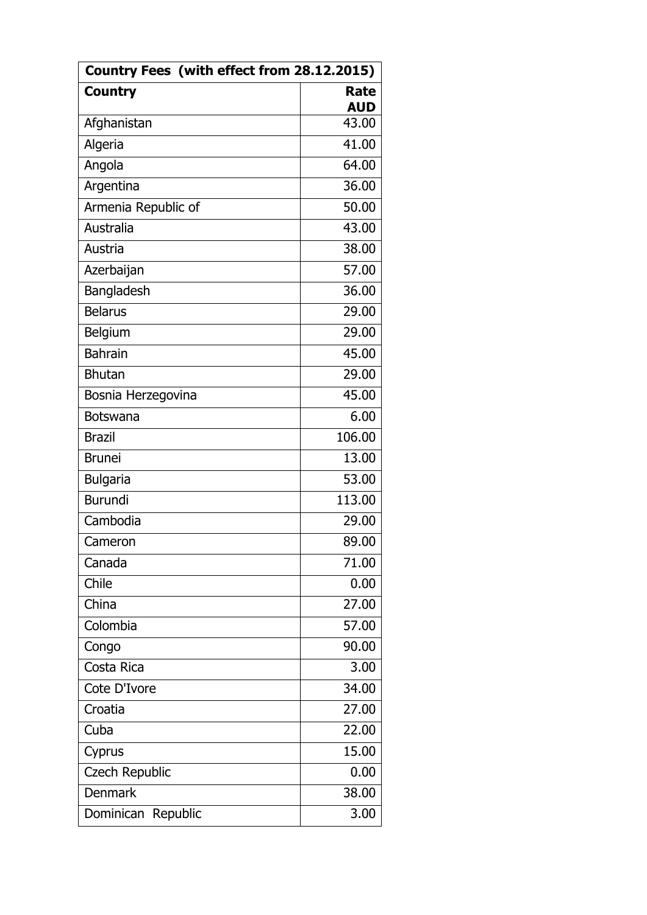| Country Fees (with effect from 28.12.2015) | |
|---|---|
| **Country** | **Rate AUD** |
| Afghanistan | 43.00 |
| Algeria | 41.00 |
| Angola | 64.00 |
| Argentina | 36.00 |
| Armenia Republic of | 50.00 |
| Australia | 43.00 |
| Austria | 38.00 |
| Azerbaijan | 57.00 |
| Bangladesh | 36.00 |
| Belarus | 29.00 |
| Belgium | 29.00 |
| Bahrain | 45.00 |
| Bhutan | 29.00 |
| Bosnia Herzegovina | 45.00 |
| Botswana | 6.00 |
| Brazil | 106.00 |
| Brunei | 13.00 |
| Bulgaria | 53.00 |
| Burundi | 113.00 |
| Cambodia | 29.00 |
| Cameron | 89.00 |
| Canada | 71.00 |
| Chile | 0.00 |
| China | 27.00 |
| Colombia | 57.00 |
| Congo | 90.00 |
| Costa Rica | 3.00 |
| Cote D'Ivore | 34.00 |
| Croatia | 27.00 |
| Cuba | 22.00 |
| Cyprus | 15.00 |
| Czech Republic | 0.00 |
| Denmark | 38.00 |
| Dominican Republic | 3.00 |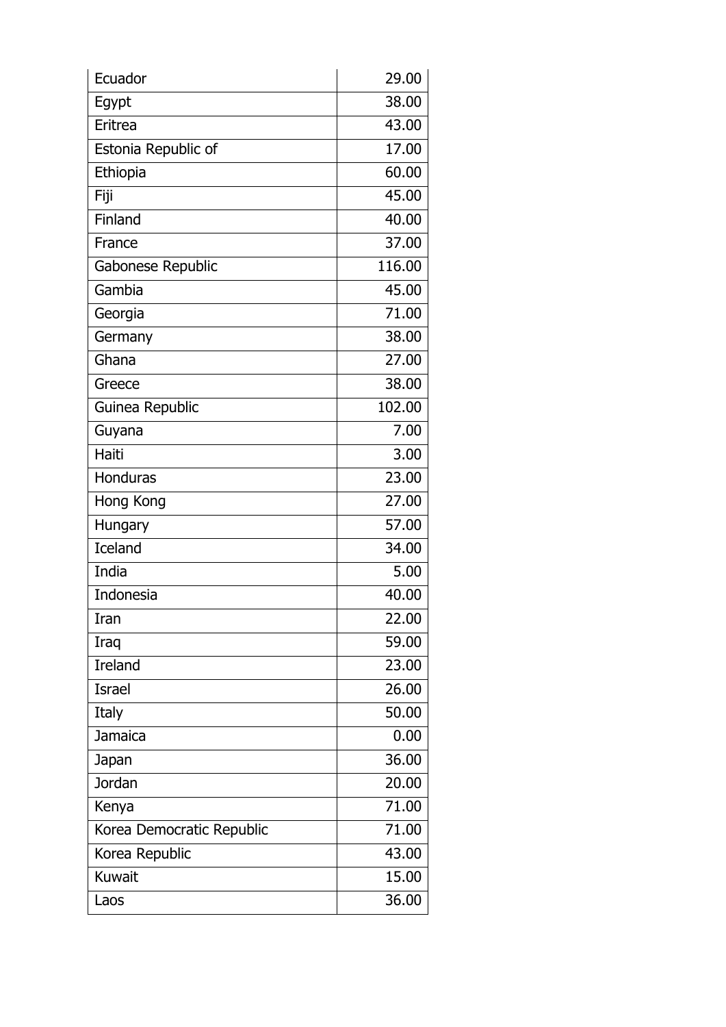| Ecuador | 29.00 |
| --- | --- |
| Egypt | 38.00 |
| Eritrea | 43.00 |
| Estonia Republic of | 17.00 |
| Ethiopia | 60.00 |
| Fiji | 45.00 |
| Finland | 40.00 |
| France | 37.00 |
| Gabonese Republic | 116.00 |
| Gambia | 45.00 |
| Georgia | 71.00 |
| Germany | 38.00 |
| Ghana | 27.00 |
| Greece | 38.00 |
| Guinea Republic | 102.00 |
| Guyana | 7.00 |
| Haiti | 3.00 |
| Honduras | 23.00 |
| Hong Kong | 27.00 |
| Hungary | 57.00 |
| Iceland | 34.00 |
| India | 5.00 |
| Indonesia | 40.00 |
| Iran | 22.00 |
| Iraq | 59.00 |
| Ireland | 23.00 |
| Israel | 26.00 |
| Italy | 50.00 |
| Jamaica | 0.00 |
| Japan | 36.00 |
| Jordan | 20.00 |
| Kenya | 71.00 |
| Korea Democratic Republic | 71.00 |
| Korea Republic | 43.00 |
| Kuwait | 15.00 |
| Laos | 36.00 |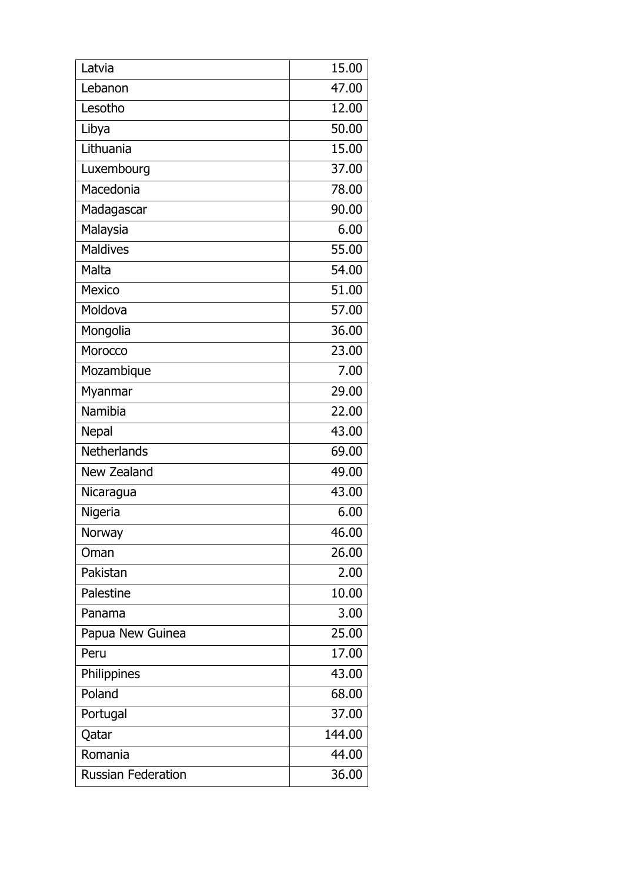| Latvia | 15.00 |
|---|---|
| Lebanon | 47.00 |
| Lesotho | 12.00 |
| Libya | 50.00 |
| Lithuania | 15.00 |
| Luxembourg | 37.00 |
| Macedonia | 78.00 |
| Madagascar | 90.00 |
| Malaysia | 6.00 |
| Maldives | 55.00 |
| Malta | 54.00 |
| Mexico | 51.00 |
| Moldova | 57.00 |
| Mongolia | 36.00 |
| Morocco | 23.00 |
| Mozambique | 7.00 |
| Myanmar | 29.00 |
| Namibia | 22.00 |
| Nepal | 43.00 |
| Netherlands | 69.00 |
| New Zealand | 49.00 |
| Nicaragua | 43.00 |
| Nigeria | 6.00 |
| Norway | 46.00 |
| Oman | 26.00 |
| Pakistan | 2.00 |
| Palestine | 10.00 |
| Panama | 3.00 |
| Papua New Guinea | 25.00 |
| Peru | 17.00 |
| Philippines | 43.00 |
| Poland | 68.00 |
| Portugal | 37.00 |
| Qatar | 144.00 |
| Romania | 44.00 |
| Russian Federation | 36.00 |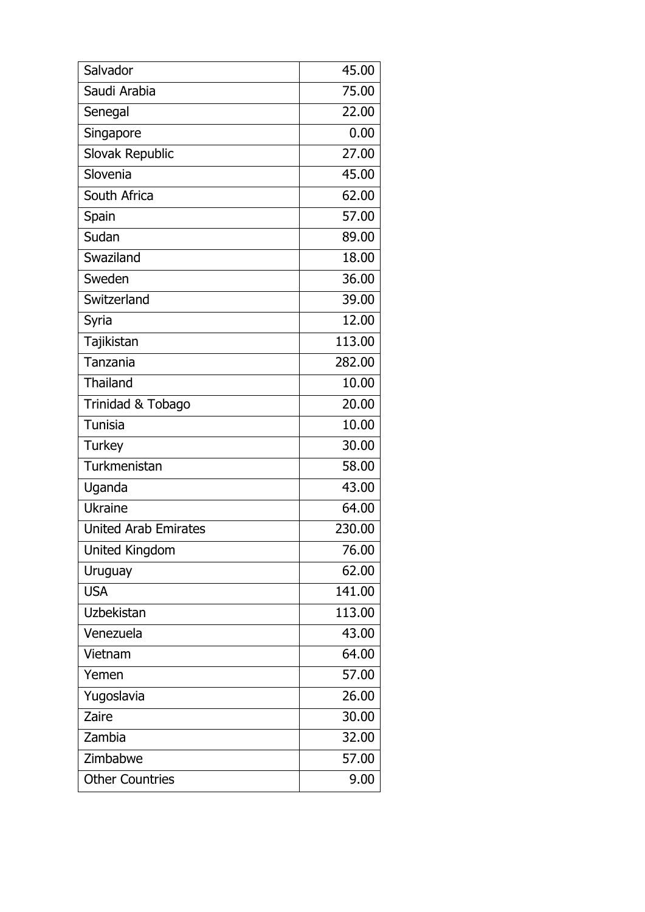| | |
|---|---|
| Salvador | 45.00 |
| Saudi Arabia | 75.00 |
| Senegal | 22.00 |
| Singapore | 0.00 |
| Slovak Republic | 27.00 |
| Slovenia | 45.00 |
| South Africa | 62.00 |
| Spain | 57.00 |
| Sudan | 89.00 |
| Swaziland | 18.00 |
| Sweden | 36.00 |
| Switzerland | 39.00 |
| Syria | 12.00 |
| Tajikistan | 113.00 |
| Tanzania | 282.00 |
| Thailand | 10.00 |
| Trinidad & Tobago | 20.00 |
| Tunisia | 10.00 |
| Turkey | 30.00 |
| Turkmenistan | 58.00 |
| Uganda | 43.00 |
| Ukraine | 64.00 |
| United Arab Emirates | 230.00 |
| United Kingdom | 76.00 |
| Uruguay | 62.00 |
| USA | 141.00 |
| Uzbekistan | 113.00 |
| Venezuela | 43.00 |
| Vietnam | 64.00 |
| Yemen | 57.00 |
| Yugoslavia | 26.00 |
| Zaire | 30.00 |
| Zambia | 32.00 |
| Zimbabwe | 57.00 |
| Other Countries | 9.00 |